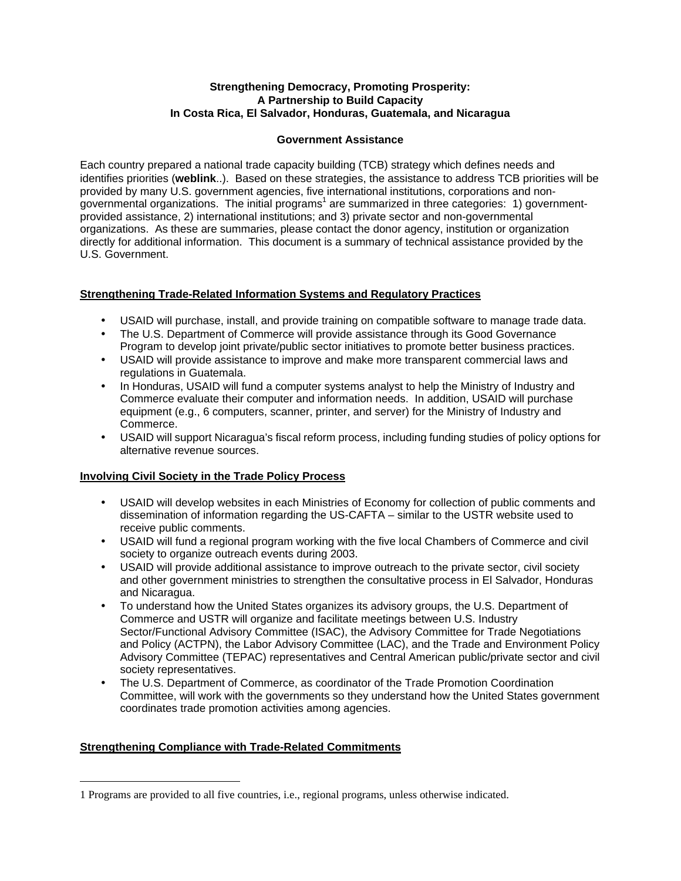**Strengthening Democracy, Promoting Prosperity:**
**A Partnership to Build Capacity**
**In Costa Rica, El Salvador, Honduras, Guatemala, and Nicaragua**

**Government Assistance**

Each country prepared a national trade capacity building (TCB) strategy which defines needs and identifies priorities (**weblink**..). Based on these strategies, the assistance to address TCB priorities will be provided by many U.S. government agencies, five international institutions, corporations and non-governmental organizations. The initial programs[1] are summarized in three categories: 1) government-provided assistance, 2) international institutions; and 3) private sector and non-governmental organizations. As these are summaries, please contact the donor agency, institution or organization directly for additional information. This document is a summary of technical assistance provided by the U.S. Government.

## Strengthening Trade-Related Information Systems and Regulatory Practices

- USAID will purchase, install, and provide training on compatible software to manage trade data.
- The U.S. Department of Commerce will provide assistance through its Good Governance Program to develop joint private/public sector initiatives to promote better business practices.
- USAID will provide assistance to improve and make more transparent commercial laws and regulations in Guatemala.
- In Honduras, USAID will fund a computer systems analyst to help the Ministry of Industry and Commerce evaluate their computer and information needs. In addition, USAID will purchase equipment (e.g., 6 computers, scanner, printer, and server) for the Ministry of Industry and Commerce.
- USAID will support Nicaragua's fiscal reform process, including funding studies of policy options for alternative revenue sources.

## Involving Civil Society in the Trade Policy Process

- USAID will develop websites in each Ministries of Economy for collection of public comments and dissemination of information regarding the US-CAFTA – similar to the USTR website used to receive public comments.
- USAID will fund a regional program working with the five local Chambers of Commerce and civil society to organize outreach events during 2003.
- USAID will provide additional assistance to improve outreach to the private sector, civil society and other government ministries to strengthen the consultative process in El Salvador, Honduras and Nicaragua.
- To understand how the United States organizes its advisory groups, the U.S. Department of Commerce and USTR will organize and facilitate meetings between U.S. Industry Sector/Functional Advisory Committee (ISAC), the Advisory Committee for Trade Negotiations and Policy (ACTPN), the Labor Advisory Committee (LAC), and the Trade and Environment Policy Advisory Committee (TEPAC) representatives and Central American public/private sector and civil society representatives.
- The U.S. Department of Commerce, as coordinator of the Trade Promotion Coordination Committee, will work with the governments so they understand how the United States government coordinates trade promotion activities among agencies.

## Strengthening Compliance with Trade-Related Commitments

---

1 Programs are provided to all five countries, i.e., regional programs, unless otherwise indicated.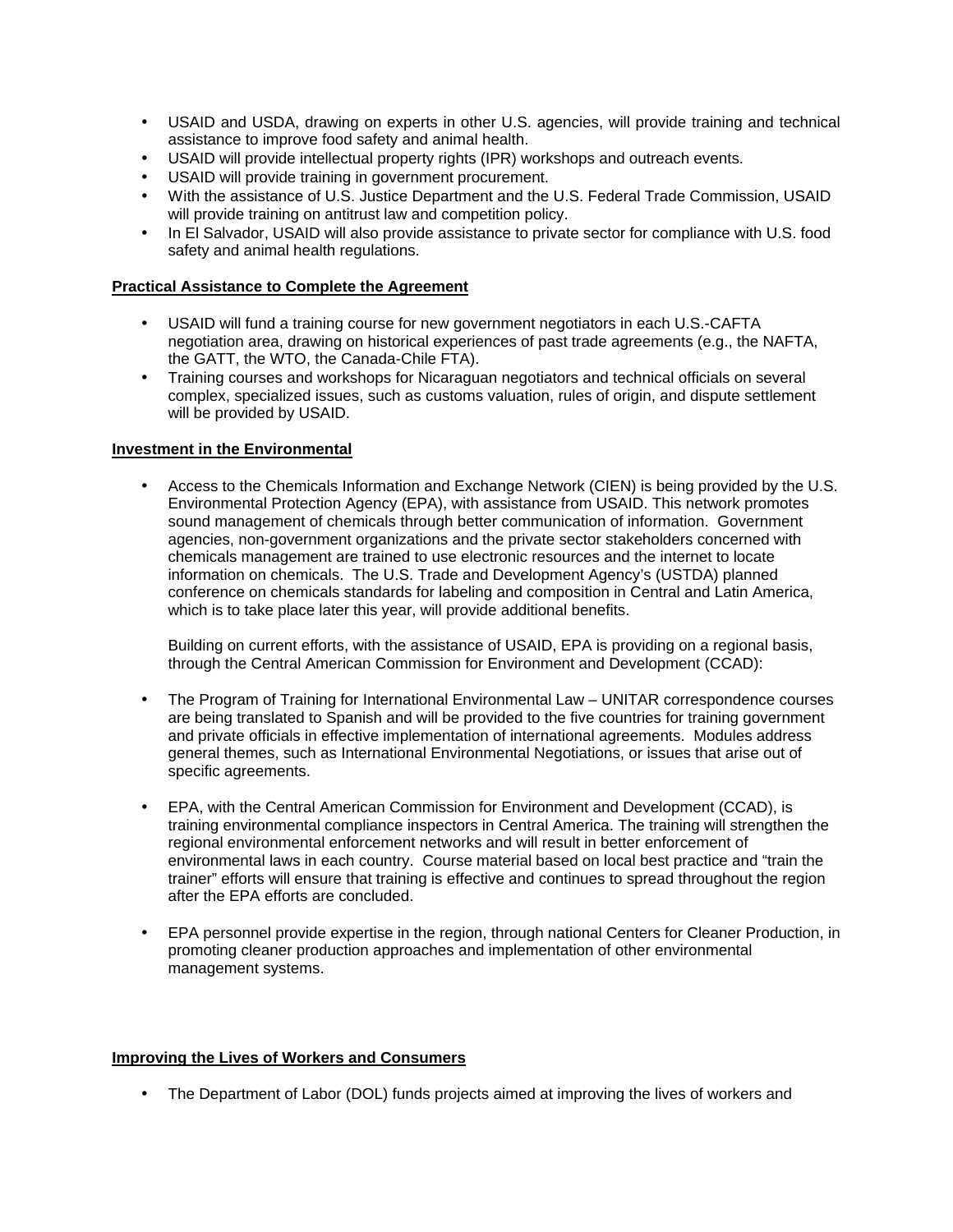- USAID and USDA, drawing on experts in other U.S. agencies, will provide training and technical assistance to improve food safety and animal health.
- USAID will provide intellectual property rights (IPR) workshops and outreach events.
- USAID will provide training in government procurement.
- With the assistance of U.S. Justice Department and the U.S. Federal Trade Commission, USAID will provide training on antitrust law and competition policy.
- In El Salvador, USAID will also provide assistance to private sector for compliance with U.S. food safety and animal health regulations.

**Practical Assistance to Complete the Agreement**

- USAID will fund a training course for new government negotiators in each U.S.-CAFTA negotiation area, drawing on historical experiences of past trade agreements (e.g., the NAFTA, the GATT, the WTO, the Canada-Chile FTA).
- Training courses and workshops for Nicaraguan negotiators and technical officials on several complex, specialized issues, such as customs valuation, rules of origin, and dispute settlement will be provided by USAID.

**Investment in the Environmental**

- Access to the Chemicals Information and Exchange Network (CIEN) is being provided by the U.S. Environmental Protection Agency (EPA), with assistance from USAID. This network promotes sound management of chemicals through better communication of information. Government agencies, non-government organizations and the private sector stakeholders concerned with chemicals management are trained to use electronic resources and the internet to locate information on chemicals. The U.S. Trade and Development Agency's (USTDA) planned conference on chemicals standards for labeling and composition in Central and Latin America, which is to take place later this year, will provide additional benefits.

  Building on current efforts, with the assistance of USAID, EPA is providing on a regional basis, through the Central American Commission for Environment and Development (CCAD):

- The Program of Training for International Environmental Law – UNITAR correspondence courses are being translated to Spanish and will be provided to the five countries for training government and private officials in effective implementation of international agreements. Modules address general themes, such as International Environmental Negotiations, or issues that arise out of specific agreements.

- EPA, with the Central American Commission for Environment and Development (CCAD), is training environmental compliance inspectors in Central America. The training will strengthen the regional environmental enforcement networks and will result in better enforcement of environmental laws in each country. Course material based on local best practice and "train the trainer" efforts will ensure that training is effective and continues to spread throughout the region after the EPA efforts are concluded.

- EPA personnel provide expertise in the region, through national Centers for Cleaner Production, in promoting cleaner production approaches and implementation of other environmental management systems.

**Improving the Lives of Workers and Consumers**

- The Department of Labor (DOL) funds projects aimed at improving the lives of workers and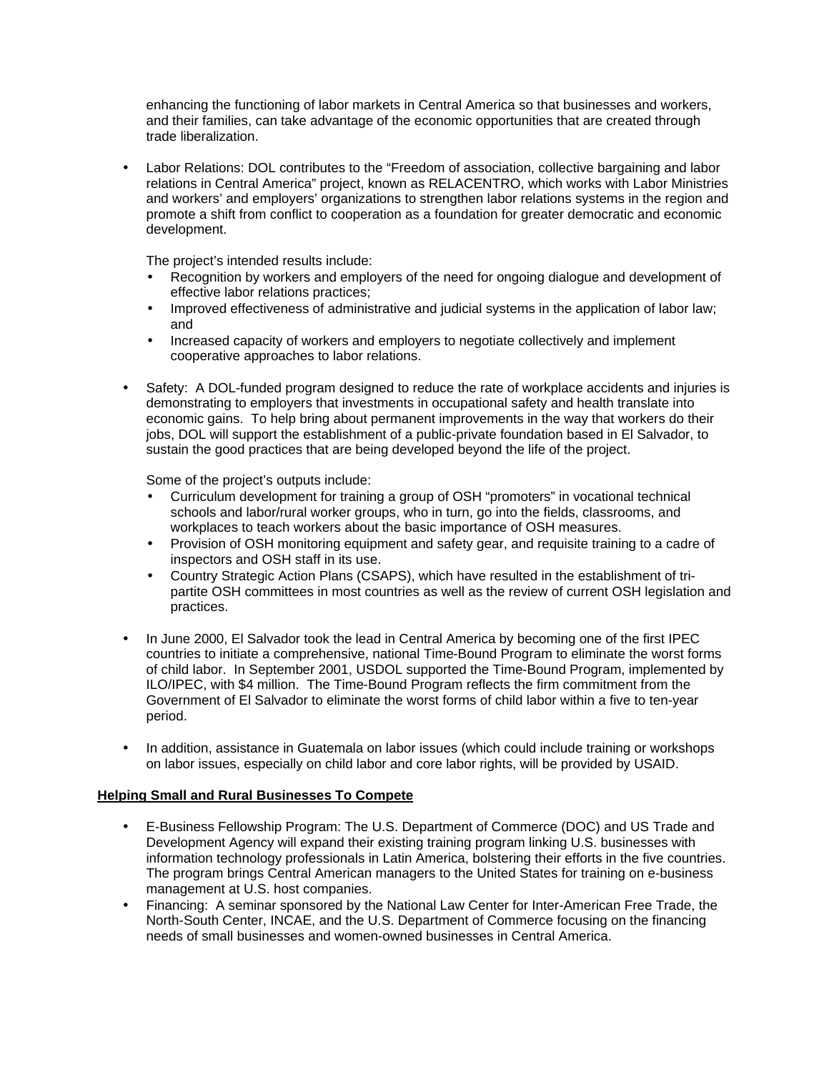enhancing the functioning of labor markets in Central America so that businesses and workers, and their families, can take advantage of the economic opportunities that are created through trade liberalization.

- Labor Relations: DOL contributes to the "Freedom of association, collective bargaining and labor relations in Central America" project, known as RELACENTRO, which works with Labor Ministries and workers' and employers' organizations to strengthen labor relations systems in the region and promote a shift from conflict to cooperation as a foundation for greater democratic and economic development.

  The project's intended results include:
  - Recognition by workers and employers of the need for ongoing dialogue and development of effective labor relations practices;
  - Improved effectiveness of administrative and judicial systems in the application of labor law; and
  - Increased capacity of workers and employers to negotiate collectively and implement cooperative approaches to labor relations.

- Safety: A DOL-funded program designed to reduce the rate of workplace accidents and injuries is demonstrating to employers that investments in occupational safety and health translate into economic gains. To help bring about permanent improvements in the way that workers do their jobs, DOL will support the establishment of a public-private foundation based in El Salvador, to sustain the good practices that are being developed beyond the life of the project.

  Some of the project's outputs include:
  - Curriculum development for training a group of OSH "promoters" in vocational technical schools and labor/rural worker groups, who in turn, go into the fields, classrooms, and workplaces to teach workers about the basic importance of OSH measures.
  - Provision of OSH monitoring equipment and safety gear, and requisite training to a cadre of inspectors and OSH staff in its use.
  - Country Strategic Action Plans (CSAPS), which have resulted in the establishment of tri-partite OSH committees in most countries as well as the review of current OSH legislation and practices.

- In June 2000, El Salvador took the lead in Central America by becoming one of the first IPEC countries to initiate a comprehensive, national Time-Bound Program to eliminate the worst forms of child labor. In September 2001, USDOL supported the Time-Bound Program, implemented by ILO/IPEC, with $4 million. The Time-Bound Program reflects the firm commitment from the Government of El Salvador to eliminate the worst forms of child labor within a five to ten-year period.

- In addition, assistance in Guatemala on labor issues (which could include training or workshops on labor issues, especially on child labor and core labor rights, will be provided by USAID.

**Helping Small and Rural Businesses To Compete**

- E-Business Fellowship Program: The U.S. Department of Commerce (DOC) and US Trade and Development Agency will expand their existing training program linking U.S. businesses with information technology professionals in Latin America, bolstering their efforts in the five countries. The program brings Central American managers to the United States for training on e-business management at U.S. host companies.
- Financing: A seminar sponsored by the National Law Center for Inter-American Free Trade, the North-South Center, INCAE, and the U.S. Department of Commerce focusing on the financing needs of small businesses and women-owned businesses in Central America.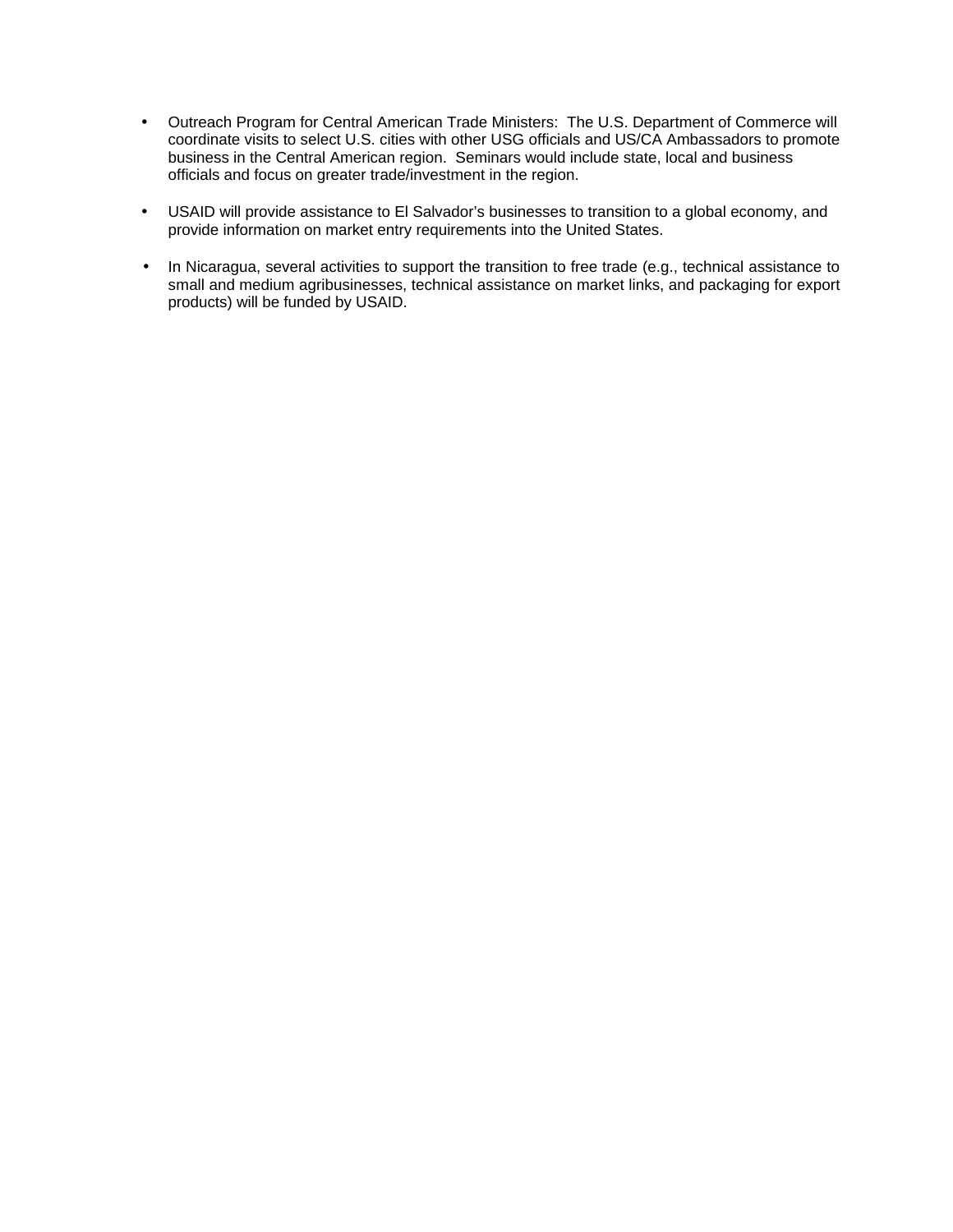- Outreach Program for Central American Trade Ministers:  The U.S. Department of Commerce will coordinate visits to select U.S. cities with other USG officials and US/CA Ambassadors to promote business in the Central American region.  Seminars would include state, local and business officials and focus on greater trade/investment in the region.

- USAID will provide assistance to El Salvador's businesses to transition to a global economy, and provide information on market entry requirements into the United States.

- In Nicaragua, several activities to support the transition to free trade (e.g., technical assistance to small and medium agribusinesses, technical assistance on market links, and packaging for export products) will be funded by USAID.